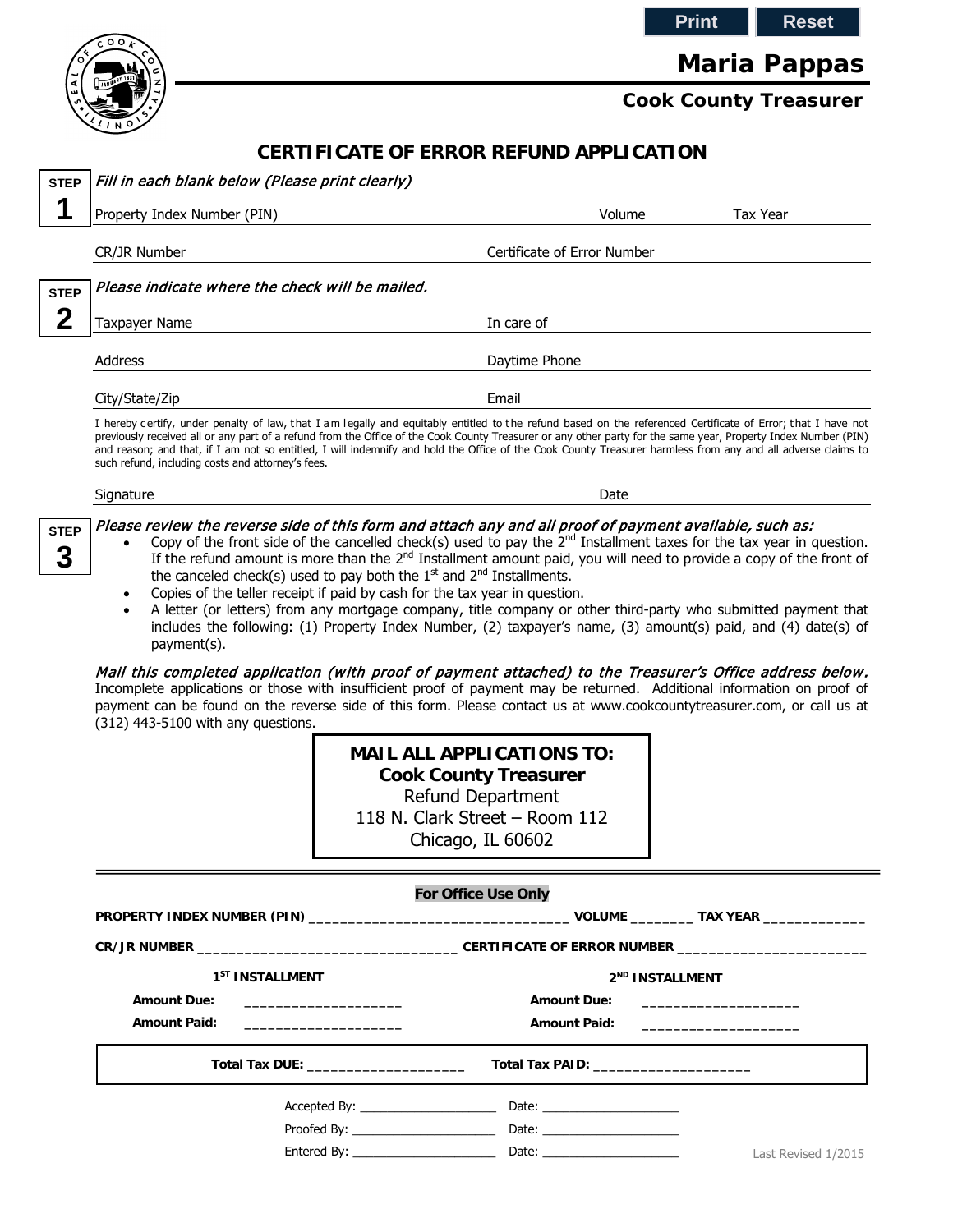Print Reset

# Maria Pappas

## Cook County Treasurer

## CERTIFICATE OF ERROR REFUND APPLICATION

**STEP 1** *Fill in each blank below (Please print clearly)*

Property Index Number (PIN) ____________ Volume ____________ Tax Year ____________

CR/JR Number ____________ Certificate of Error Number ____________

**STEP 2** *Please indicate where the check will be mailed.*

Taxpayer Name ____________ In care of ____________

Address ____________ Daytime Phone ____________

City/State/Zip ____________ Email ____________

I hereby certify, under penalty of law, that I am legally and equitably entitled to the refund based on the referenced Certificate of Error; that I have not previously received all or any part of a refund from the Office of the Cook County Treasurer or any other party for the same year, Property Index Number (PIN) and reason; and that, if I am not so entitled, I will indemnify and hold the Office of the Cook County Treasurer harmless from any and all adverse claims to such refund, including costs and attorney's fees.

Signature ____________ Date ____________

**STEP 3** *Please review the reverse side of this form and attach any and all proof of payment available, such as:*

- Copy of the front side of the cancelled check(s) used to pay the 2nd Installment taxes for the tax year in question. If the refund amount is more than the 2nd Installment amount paid, you will need to provide a copy of the front of the canceled check(s) used to pay both the 1st and 2nd Installments.
- Copies of the teller receipt if paid by cash for the tax year in question.
- A letter (or letters) from any mortgage company, title company or other third-party who submitted payment that includes the following: (1) Property Index Number, (2) taxpayer's name, (3) amount(s) paid, and (4) date(s) of payment(s).

*Mail this completed application (with proof of payment attached) to the Treasurer's Office address below.* Incomplete applications or those with insufficient proof of payment may be returned. Additional information on proof of payment can be found on the reverse side of this form. Please contact us at www.cookcountytreasurer.com, or call us at (312) 443-5100 with any questions.

**MAIL ALL APPLICATIONS TO:**
**Cook County Treasurer**
Refund Department
118 N. Clark Street – Room 112
Chicago, IL 60602

---

**For Office Use Only**

**PROPERTY INDEX NUMBER (PIN)** ________________________________ **VOLUME** _______ **TAX YEAR** ____________

**CR/JR NUMBER** ______________________________ **CERTIFICATE OF ERROR NUMBER** ______________________

| **1ST INSTALLMENT** | | **2ND INSTALLMENT** | |
|---|---|---|---|
| **Amount Due:** | ___________________ | **Amount Due:** | ___________________ |
| **Amount Paid:** | ___________________ | **Amount Paid:** | ___________________ |

**Total Tax DUE:** ___________________ **Total Tax PAID:** ___________________

Accepted By: ___________________ Date: ___________________

Proofed By: ___________________ Date: ___________________

Entered By: ___________________ Date: ___________________

Last Revised 1/2015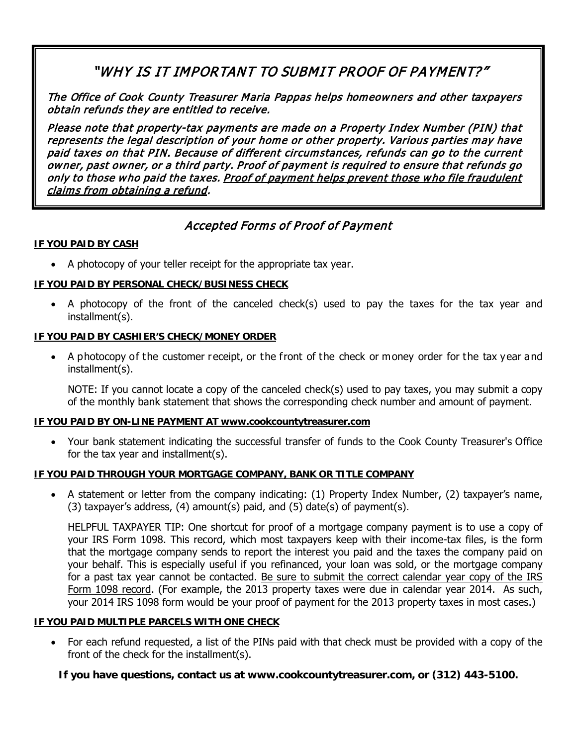## *"WHY IS IT IMPORTANT TO SUBMIT PROOF OF PAYMENT?"*

*The Office of Cook County Treasurer Maria Pappas helps homeowners and other taxpayers obtain refunds they are entitled to receive.*

*Please note that property-tax payments are made on a Property Index Number (PIN) that represents the legal description of your home or other property. Various parties may have paid taxes on that PIN. Because of different circumstances, refunds can go to the current owner, past owner, or a third party. Proof of payment is required to ensure that refunds go only to those who paid the taxes. Proof of payment helps prevent those who file fraudulent claims from obtaining a refund.*

### *Accepted Forms of Proof of Payment*

**IF YOU PAID BY CASH**

- A photocopy of your teller receipt for the appropriate tax year.

**IF YOU PAID BY PERSONAL CHECK/BUSINESS CHECK**

- A photocopy of the front of the canceled check(s) used to pay the taxes for the tax year and installment(s).

**IF YOU PAID BY CASHIER'S CHECK/MONEY ORDER**

- A photocopy of the customer receipt, or the front of the check or money order for the tax year and installment(s).

  NOTE: If you cannot locate a copy of the canceled check(s) used to pay taxes, you may submit a copy of the monthly bank statement that shows the corresponding check number and amount of payment.

**IF YOU PAID BY ON-LINE PAYMENT AT www.cookcountytreasurer.com**

- Your bank statement indicating the successful transfer of funds to the Cook County Treasurer's Office for the tax year and installment(s).

**IF YOU PAID THROUGH YOUR MORTGAGE COMPANY, BANK OR TITLE COMPANY**

- A statement or letter from the company indicating: (1) Property Index Number, (2) taxpayer's name, (3) taxpayer's address, (4) amount(s) paid, and (5) date(s) of payment(s).

  HELPFUL TAXPAYER TIP: One shortcut for proof of a mortgage company payment is to use a copy of your IRS Form 1098. This record, which most taxpayers keep with their income-tax files, is the form that the mortgage company sends to report the interest you paid and the taxes the company paid on your behalf. This is especially useful if you refinanced, your loan was sold, or the mortgage company for a past tax year cannot be contacted. Be sure to submit the correct calendar year copy of the IRS Form 1098 record. (For example, the 2013 property taxes were due in calendar year 2014. As such, your 2014 IRS 1098 form would be your proof of payment for the 2013 property taxes in most cases.)

**IF YOU PAID MULTIPLE PARCELS WITH ONE CHECK**

- For each refund requested, a list of the PINs paid with that check must be provided with a copy of the front of the check for the installment(s).

**If you have questions, contact us at www.cookcountytreasurer.com, or (312) 443-5100.**